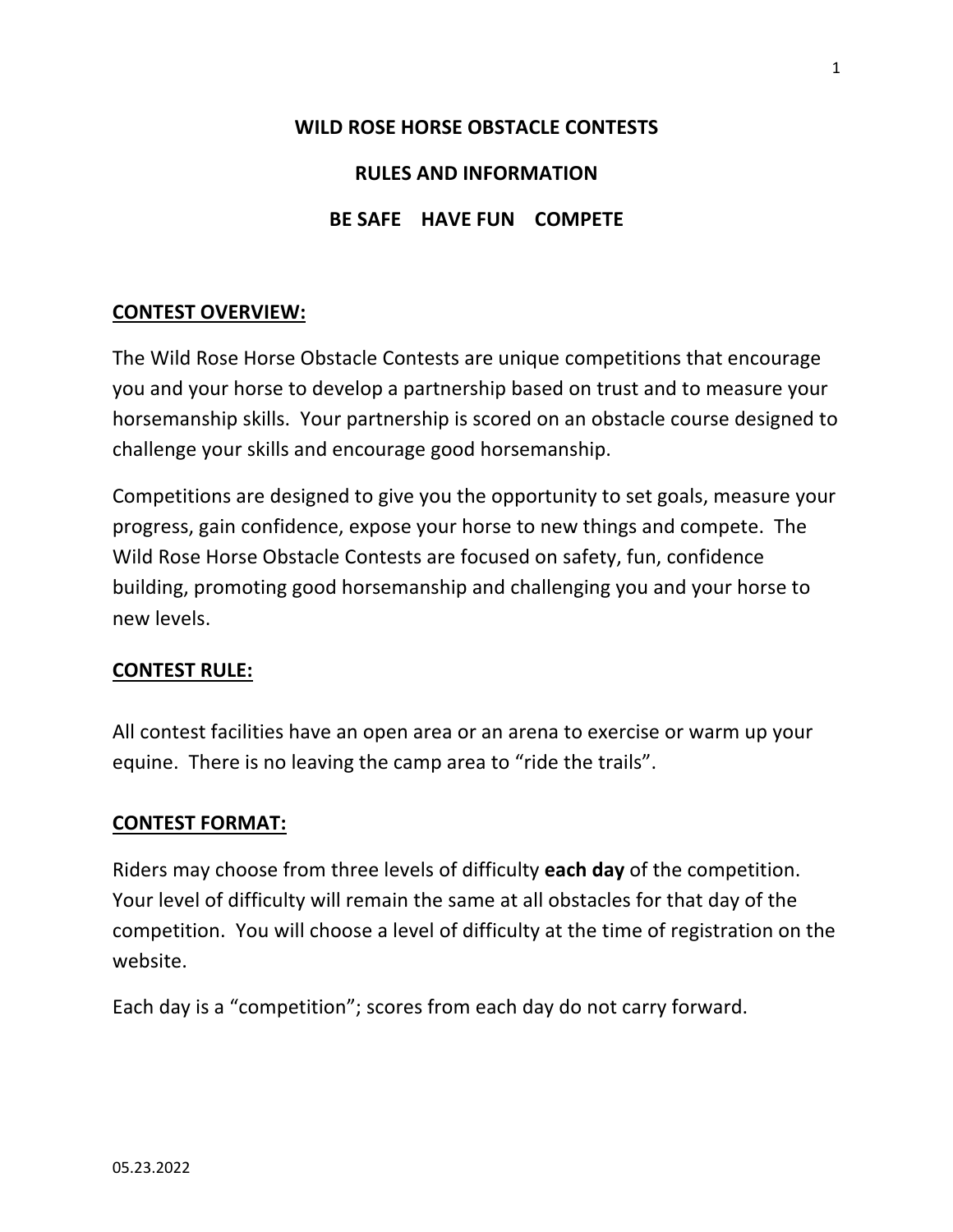# WILD ROSE HORSE OBSTACLE CONTESTS

## RULES AND INFORMATION

### BE SAFE    HAVE FUN    COMPETE

**CONTEST OVERVIEW:**

The Wild Rose Horse Obstacle Contests are unique competitions that encourage you and your horse to develop a partnership based on trust and to measure your horsemanship skills. Your partnership is scored on an obstacle course designed to challenge your skills and encourage good horsemanship.

Competitions are designed to give you the opportunity to set goals, measure your progress, gain confidence, expose your horse to new things and compete. The Wild Rose Horse Obstacle Contests are focused on safety, fun, confidence building, promoting good horsemanship and challenging you and your horse to new levels.

**CONTEST RULE:**

All contest facilities have an open area or an arena to exercise or warm up your equine. There is no leaving the camp area to "ride the trails".

**CONTEST FORMAT:**

Riders may choose from three levels of difficulty **each day** of the competition. Your level of difficulty will remain the same at all obstacles for that day of the competition. You will choose a level of difficulty at the time of registration on the website.

Each day is a "competition"; scores from each day do not carry forward.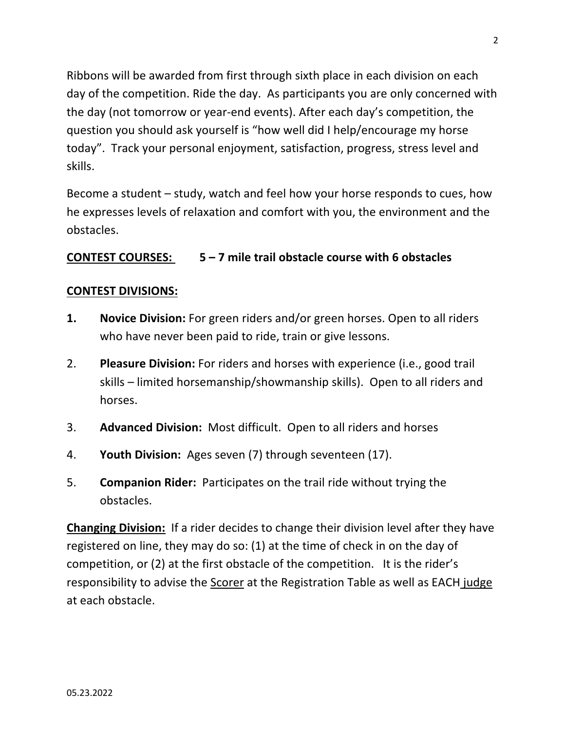Ribbons will be awarded from first through sixth place in each division on each day of the competition. Ride the day. As participants you are only concerned with the day (not tomorrow or year-end events). After each day's competition, the question you should ask yourself is "how well did I help/encourage my horse today". Track your personal enjoyment, satisfaction, progress, stress level and skills.

Become a student – study, watch and feel how your horse responds to cues, how he expresses levels of relaxation and comfort with you, the environment and the obstacles.

**CONTEST COURSES:** **5 – 7 mile trail obstacle course with 6 obstacles**

**CONTEST DIVISIONS:**

1. **Novice Division:** For green riders and/or green horses. Open to all riders who have never been paid to ride, train or give lessons.
2. **Pleasure Division:** For riders and horses with experience (i.e., good trail skills – limited horsemanship/showmanship skills). Open to all riders and horses.
3. **Advanced Division:** Most difficult. Open to all riders and horses
4. **Youth Division:** Ages seven (7) through seventeen (17).
5. **Companion Rider:** Participates on the trail ride without trying the obstacles.

**Changing Division:** If a rider decides to change their division level after they have registered on line, they may do so: (1) at the time of check in on the day of competition, or (2) at the first obstacle of the competition. It is the rider's responsibility to advise the Scorer at the Registration Table as well as EACH judge at each obstacle.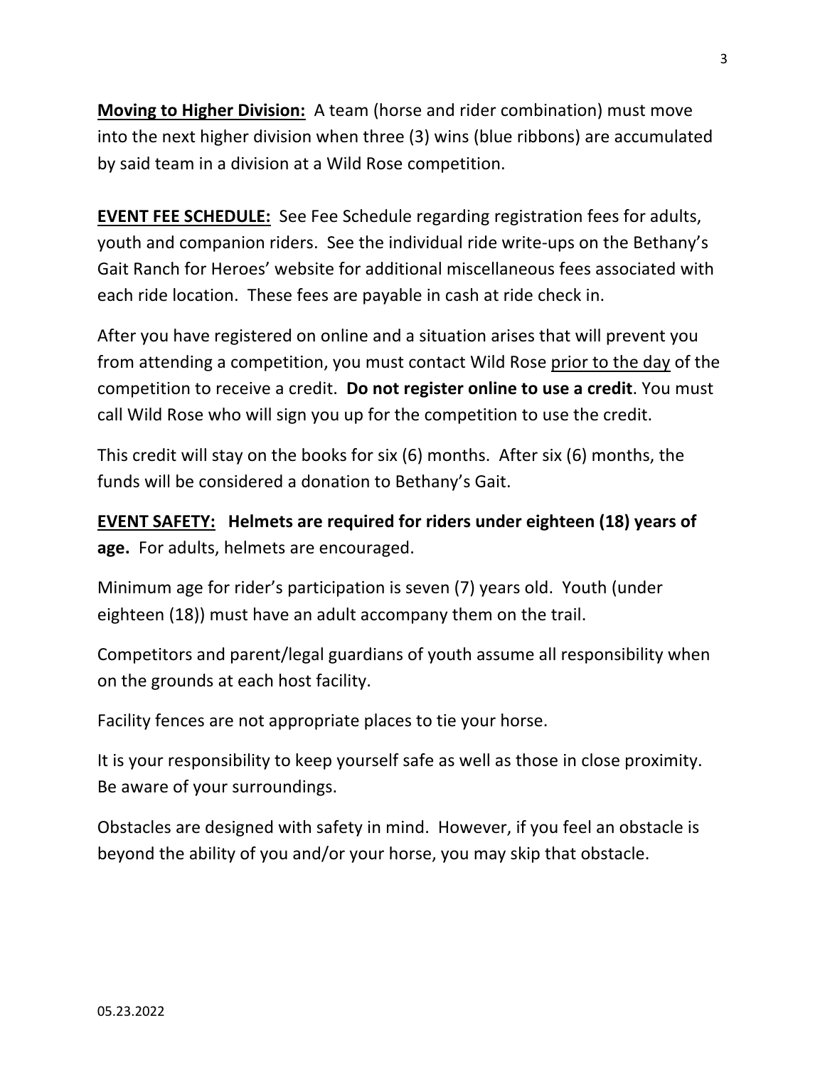**<u>Moving to Higher Division:</u>** A team (horse and rider combination) must move into the next higher division when three (3) wins (blue ribbons) are accumulated by said team in a division at a Wild Rose competition.

**<u>EVENT FEE SCHEDULE:</u>** See Fee Schedule regarding registration fees for adults, youth and companion riders. See the individual ride write-ups on the Bethany's Gait Ranch for Heroes' website for additional miscellaneous fees associated with each ride location. These fees are payable in cash at ride check in.

After you have registered on online and a situation arises that will prevent you from attending a competition, you must contact Wild Rose <u>prior to the day</u> of the competition to receive a credit. **Do not register online to use a credit**. You must call Wild Rose who will sign you up for the competition to use the credit.

This credit will stay on the books for six (6) months. After six (6) months, the funds will be considered a donation to Bethany's Gait.

**<u>EVENT SAFETY:</u> Helmets are required for riders under eighteen (18) years of age.** For adults, helmets are encouraged.

Minimum age for rider's participation is seven (7) years old. Youth (under eighteen (18)) must have an adult accompany them on the trail.

Competitors and parent/legal guardians of youth assume all responsibility when on the grounds at each host facility.

Facility fences are not appropriate places to tie your horse.

It is your responsibility to keep yourself safe as well as those in close proximity. Be aware of your surroundings.

Obstacles are designed with safety in mind. However, if you feel an obstacle is beyond the ability of you and/or your horse, you may skip that obstacle.

05.23.2022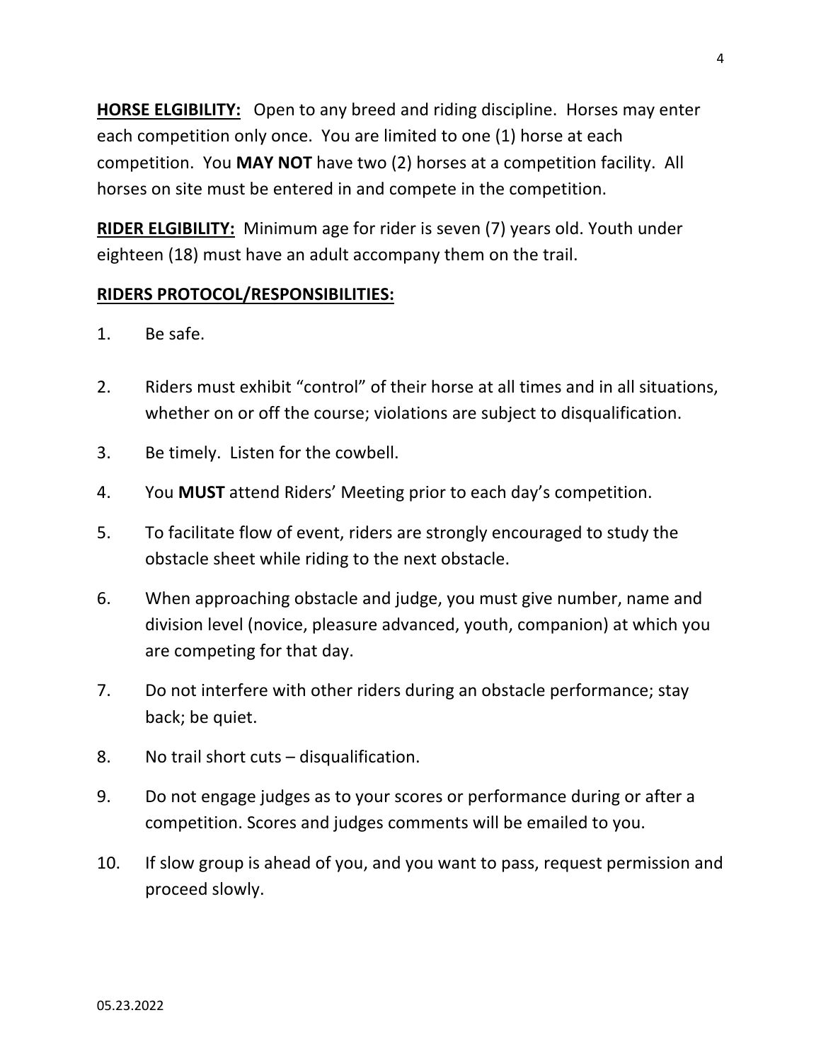**<u>HORSE ELGIBILITY:</u>** Open to any breed and riding discipline. Horses may enter each competition only once. You are limited to one (1) horse at each competition. You **MAY NOT** have two (2) horses at a competition facility. All horses on site must be entered in and compete in the competition.

**<u>RIDER ELGIBILITY:</u>** Minimum age for rider is seven (7) years old. Youth under eighteen (18) must have an adult accompany them on the trail.

**<u>RIDERS PROTOCOL/RESPONSIBILITIES:</u>**

1. Be safe.
2. Riders must exhibit "control" of their horse at all times and in all situations, whether on or off the course; violations are subject to disqualification.
3. Be timely. Listen for the cowbell.
4. You **MUST** attend Riders' Meeting prior to each day's competition.
5. To facilitate flow of event, riders are strongly encouraged to study the obstacle sheet while riding to the next obstacle.
6. When approaching obstacle and judge, you must give number, name and division level (novice, pleasure advanced, youth, companion) at which you are competing for that day.
7. Do not interfere with other riders during an obstacle performance; stay back; be quiet.
8. No trail short cuts – disqualification.
9. Do not engage judges as to your scores or performance during or after a competition. Scores and judges comments will be emailed to you.
10. If slow group is ahead of you, and you want to pass, request permission and proceed slowly.

05.23.2022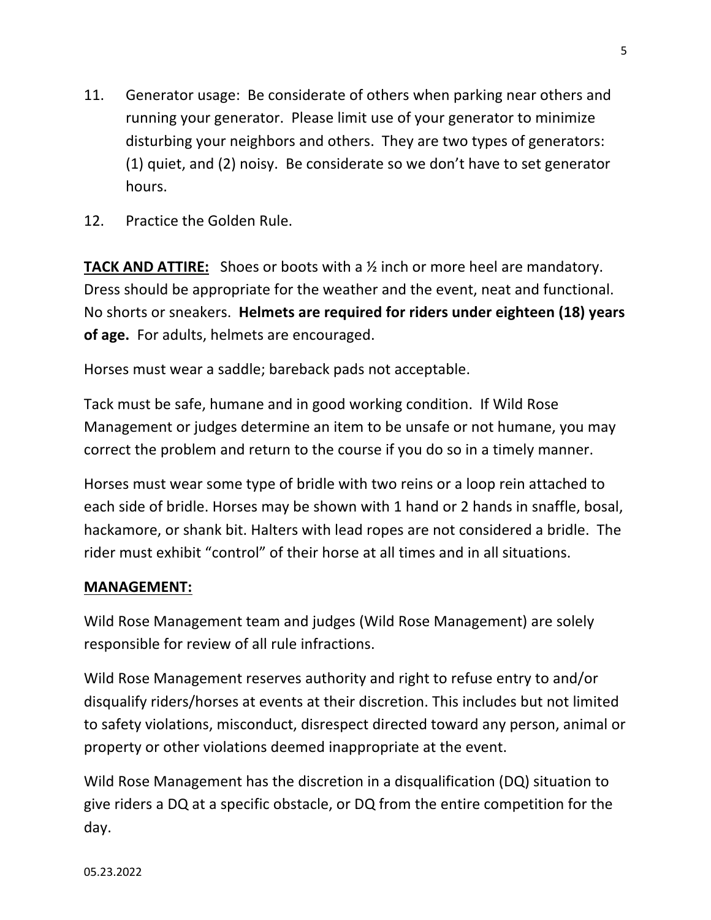11. Generator usage: Be considerate of others when parking near others and running your generator. Please limit use of your generator to minimize disturbing your neighbors and others. They are two types of generators: (1) quiet, and (2) noisy. Be considerate so we don't have to set generator hours.
12. Practice the Golden Rule.

**TACK AND ATTIRE:** Shoes or boots with a ½ inch or more heel are mandatory. Dress should be appropriate for the weather and the event, neat and functional. No shorts or sneakers. **Helmets are required for riders under eighteen (18) years of age.** For adults, helmets are encouraged.

Horses must wear a saddle; bareback pads not acceptable.

Tack must be safe, humane and in good working condition. If Wild Rose Management or judges determine an item to be unsafe or not humane, you may correct the problem and return to the course if you do so in a timely manner.

Horses must wear some type of bridle with two reins or a loop rein attached to each side of bridle. Horses may be shown with 1 hand or 2 hands in snaffle, bosal, hackamore, or shank bit. Halters with lead ropes are not considered a bridle. The rider must exhibit "control" of their horse at all times and in all situations.

## MANAGEMENT:

Wild Rose Management team and judges (Wild Rose Management) are solely responsible for review of all rule infractions.

Wild Rose Management reserves authority and right to refuse entry to and/or disqualify riders/horses at events at their discretion. This includes but not limited to safety violations, misconduct, disrespect directed toward any person, animal or property or other violations deemed inappropriate at the event.

Wild Rose Management has the discretion in a disqualification (DQ) situation to give riders a DQ at a specific obstacle, or DQ from the entire competition for the day.

05.23.2022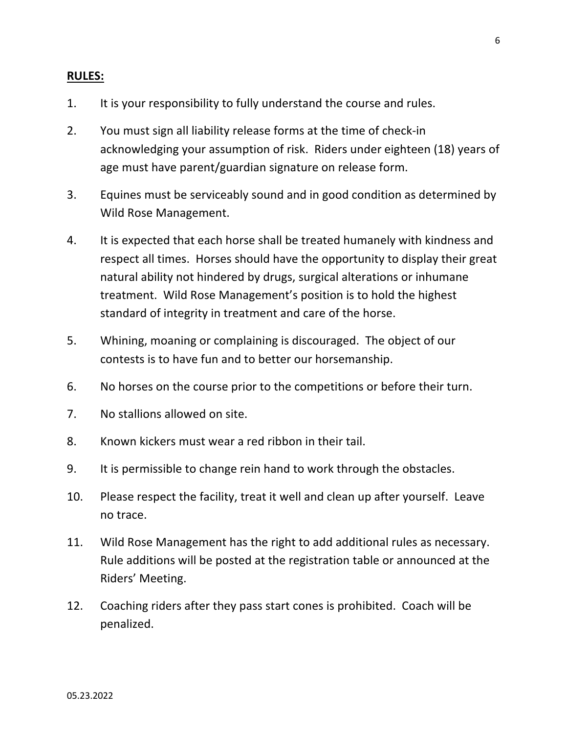**RULES:**

1. It is your responsibility to fully understand the course and rules.
2. You must sign all liability release forms at the time of check-in acknowledging your assumption of risk. Riders under eighteen (18) years of age must have parent/guardian signature on release form.
3. Equines must be serviceably sound and in good condition as determined by Wild Rose Management.
4. It is expected that each horse shall be treated humanely with kindness and respect all times. Horses should have the opportunity to display their great natural ability not hindered by drugs, surgical alterations or inhumane treatment. Wild Rose Management's position is to hold the highest standard of integrity in treatment and care of the horse.
5. Whining, moaning or complaining is discouraged. The object of our contests is to have fun and to better our horsemanship.
6. No horses on the course prior to the competitions or before their turn.
7. No stallions allowed on site.
8. Known kickers must wear a red ribbon in their tail.
9. It is permissible to change rein hand to work through the obstacles.
10. Please respect the facility, treat it well and clean up after yourself. Leave no trace.
11. Wild Rose Management has the right to add additional rules as necessary. Rule additions will be posted at the registration table or announced at the Riders' Meeting.
12. Coaching riders after they pass start cones is prohibited. Coach will be penalized.

05.23.2022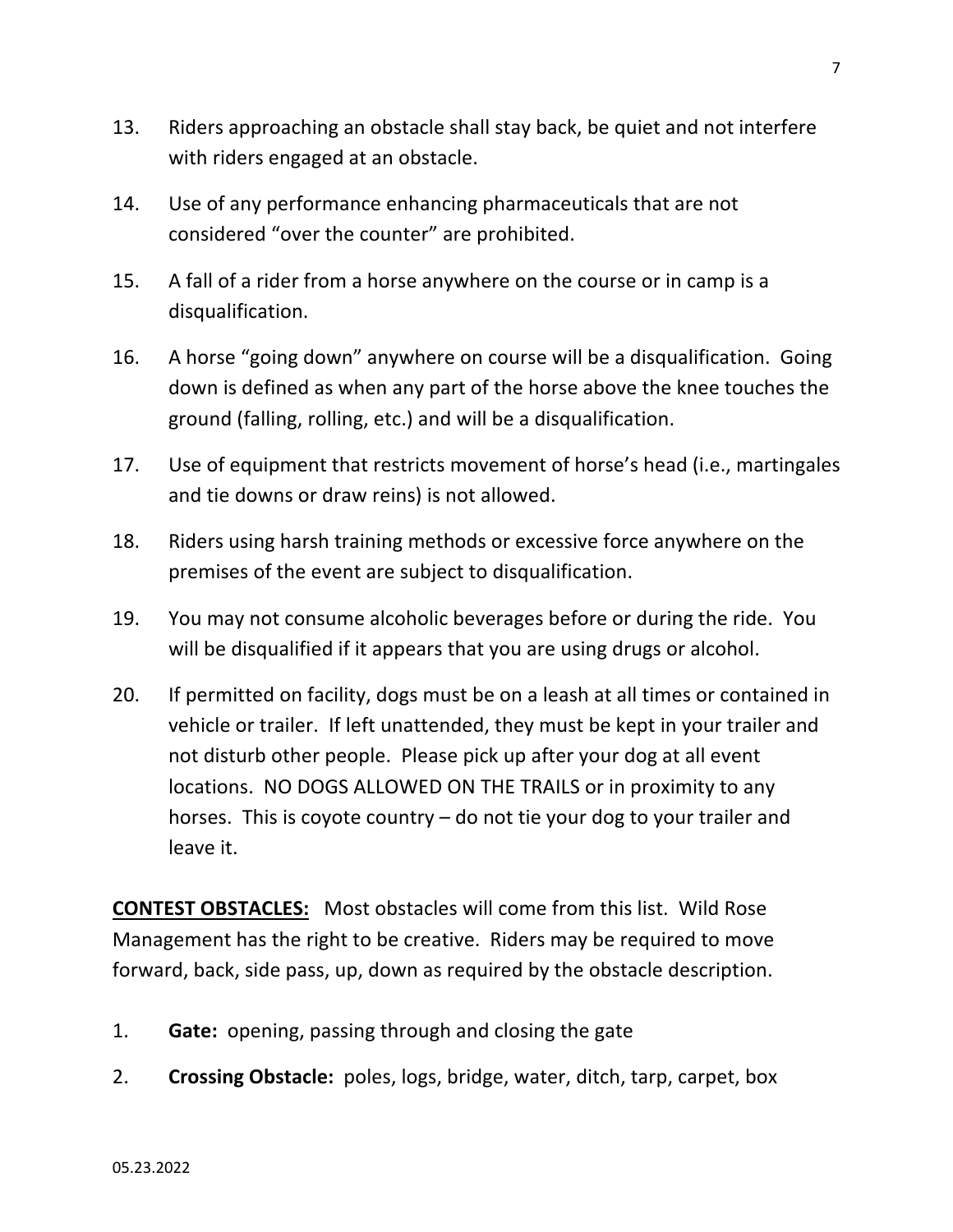13. Riders approaching an obstacle shall stay back, be quiet and not interfere with riders engaged at an obstacle.

14. Use of any performance enhancing pharmaceuticals that are not considered "over the counter" are prohibited.

15. A fall of a rider from a horse anywhere on the course or in camp is a disqualification.

16. A horse "going down" anywhere on course will be a disqualification. Going down is defined as when any part of the horse above the knee touches the ground (falling, rolling, etc.) and will be a disqualification.

17. Use of equipment that restricts movement of horse's head (i.e., martingales and tie downs or draw reins) is not allowed.

18. Riders using harsh training methods or excessive force anywhere on the premises of the event are subject to disqualification.

19. You may not consume alcoholic beverages before or during the ride. You will be disqualified if it appears that you are using drugs or alcohol.

20. If permitted on facility, dogs must be on a leash at all times or contained in vehicle or trailer. If left unattended, they must be kept in your trailer and not disturb other people. Please pick up after your dog at all event locations. NO DOGS ALLOWED ON THE TRAILS or in proximity to any horses. This is coyote country – do not tie your dog to your trailer and leave it.

**CONTEST OBSTACLES:** Most obstacles will come from this list. Wild Rose Management has the right to be creative. Riders may be required to move forward, back, side pass, up, down as required by the obstacle description.

1. **Gate:** opening, passing through and closing the gate

2. **Crossing Obstacle:** poles, logs, bridge, water, ditch, tarp, carpet, box

05.23.2022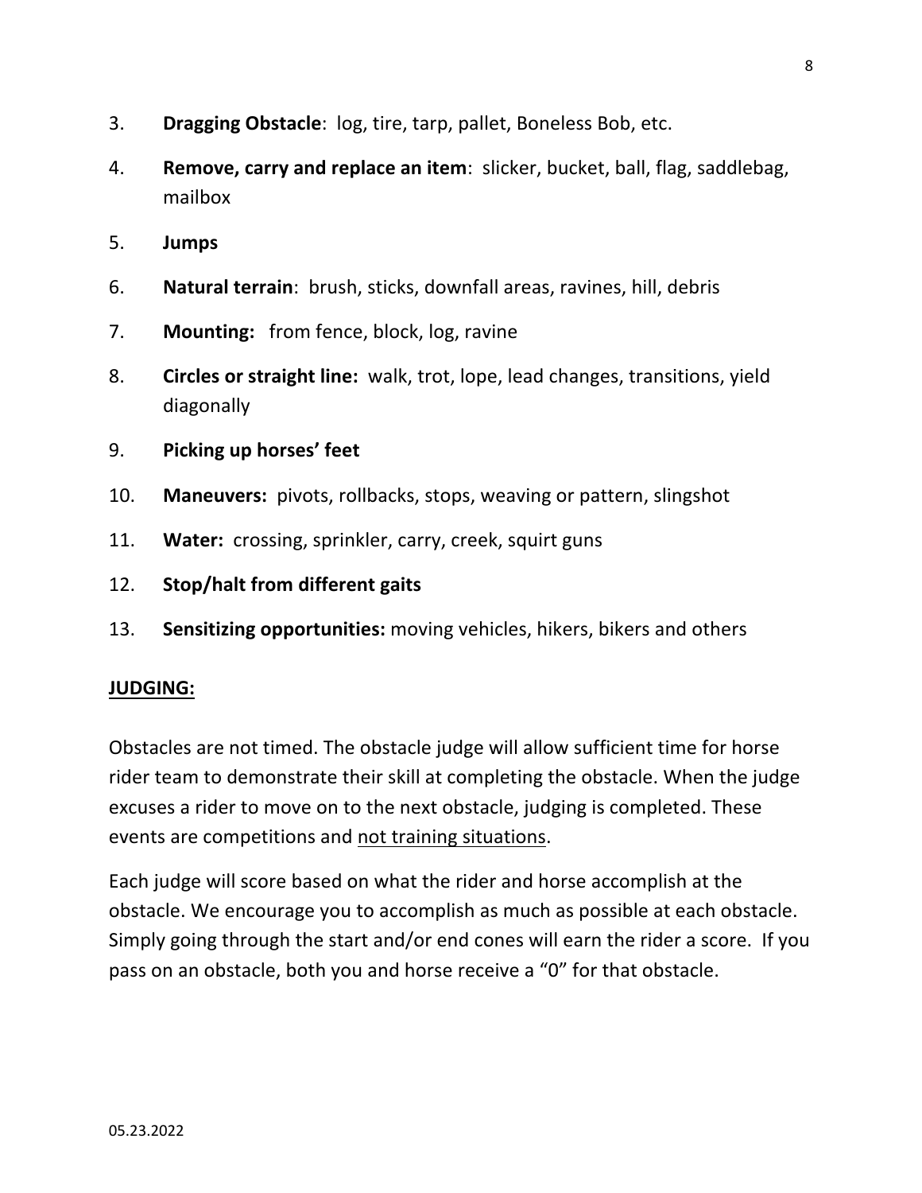3. **Dragging Obstacle**: log, tire, tarp, pallet, Boneless Bob, etc.
4. **Remove, carry and replace an item**: slicker, bucket, ball, flag, saddlebag, mailbox
5. **Jumps**
6. **Natural terrain**: brush, sticks, downfall areas, ravines, hill, debris
7. **Mounting:** from fence, block, log, ravine
8. **Circles or straight line:** walk, trot, lope, lead changes, transitions, yield diagonally
9. **Picking up horses' feet**
10. **Maneuvers:** pivots, rollbacks, stops, weaving or pattern, slingshot
11. **Water:** crossing, sprinkler, carry, creek, squirt guns
12. **Stop/halt from different gaits**
13. **Sensitizing opportunities:** moving vehicles, hikers, bikers and others

## <u>JUDGING:</u>

Obstacles are not timed. The obstacle judge will allow sufficient time for horse rider team to demonstrate their skill at completing the obstacle. When the judge excuses a rider to move on to the next obstacle, judging is completed. These events are competitions and <u>not training situations</u>.

Each judge will score based on what the rider and horse accomplish at the obstacle. We encourage you to accomplish as much as possible at each obstacle. Simply going through the start and/or end cones will earn the rider a score. If you pass on an obstacle, both you and horse receive a "0" for that obstacle.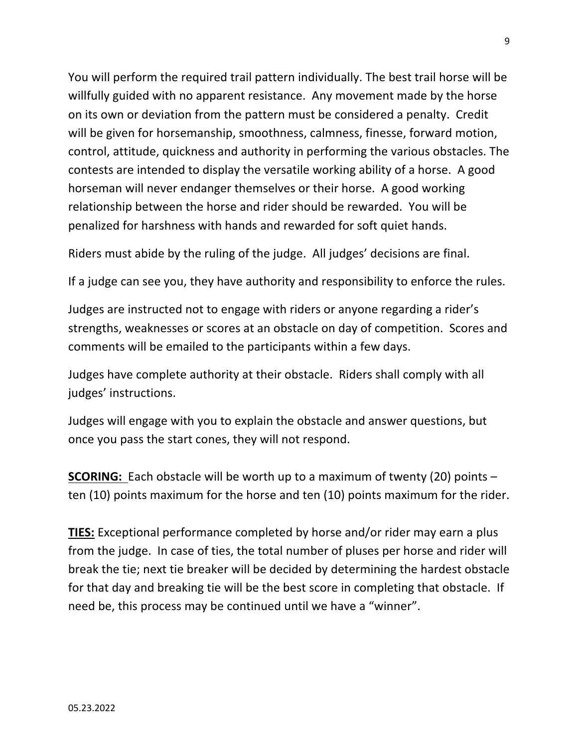You will perform the required trail pattern individually. The best trail horse will be willfully guided with no apparent resistance. Any movement made by the horse on its own or deviation from the pattern must be considered a penalty. Credit will be given for horsemanship, smoothness, calmness, finesse, forward motion, control, attitude, quickness and authority in performing the various obstacles. The contests are intended to display the versatile working ability of a horse. A good horseman will never endanger themselves or their horse. A good working relationship between the horse and rider should be rewarded. You will be penalized for harshness with hands and rewarded for soft quiet hands.

Riders must abide by the ruling of the judge. All judges' decisions are final.

If a judge can see you, they have authority and responsibility to enforce the rules.

Judges are instructed not to engage with riders or anyone regarding a rider's strengths, weaknesses or scores at an obstacle on day of competition. Scores and comments will be emailed to the participants within a few days.

Judges have complete authority at their obstacle. Riders shall comply with all judges' instructions.

Judges will engage with you to explain the obstacle and answer questions, but once you pass the start cones, they will not respond.

**SCORING:** Each obstacle will be worth up to a maximum of twenty (20) points – ten (10) points maximum for the horse and ten (10) points maximum for the rider.

**TIES:** Exceptional performance completed by horse and/or rider may earn a plus from the judge. In case of ties, the total number of pluses per horse and rider will break the tie; next tie breaker will be decided by determining the hardest obstacle for that day and breaking tie will be the best score in completing that obstacle. If need be, this process may be continued until we have a "winner".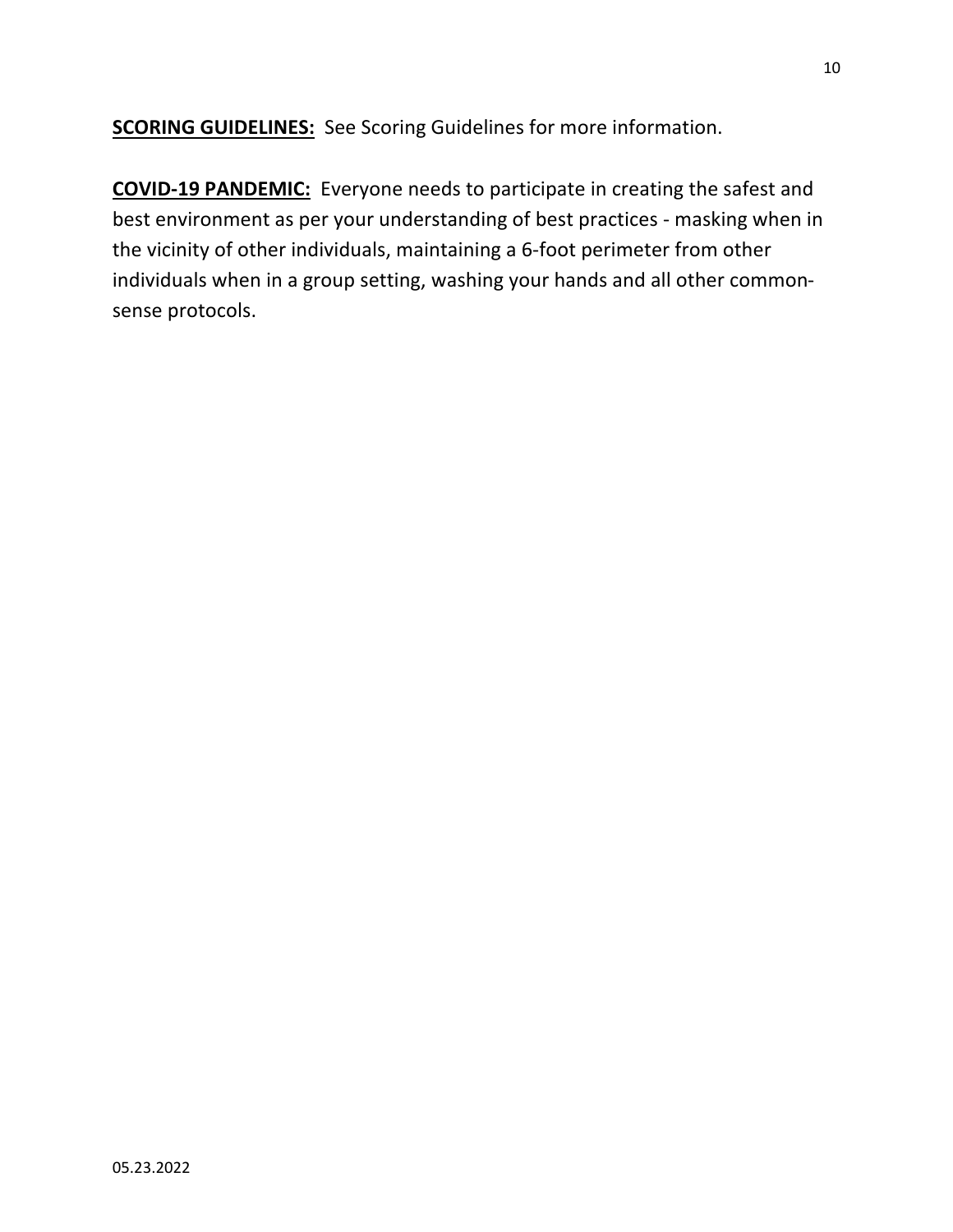**SCORING GUIDELINES:** See Scoring Guidelines for more information.

**COVID-19 PANDEMIC:** Everyone needs to participate in creating the safest and best environment as per your understanding of best practices - masking when in the vicinity of other individuals, maintaining a 6-foot perimeter from other individuals when in a group setting, washing your hands and all other common-sense protocols.